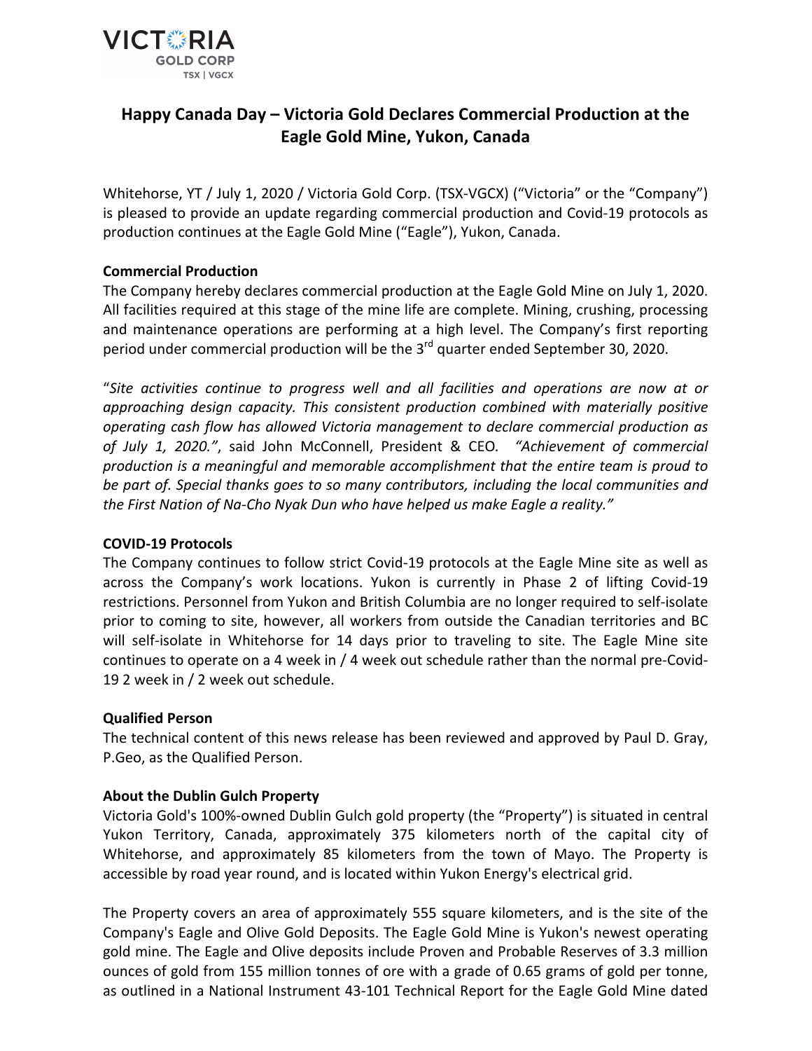# Happy Canada Day – Victoria Gold Declares Commercial Production at the Eagle Gold Mine, Yukon, Canada

Whitehorse, YT / July 1, 2020 / Victoria Gold Corp. (TSX-VGCX) ("Victoria" or the "Company") is pleased to provide an update regarding commercial production and Covid-19 protocols as production continues at the Eagle Gold Mine ("Eagle"), Yukon, Canada.

**Commercial Production**

The Company hereby declares commercial production at the Eagle Gold Mine on July 1, 2020. All facilities required at this stage of the mine life are complete. Mining, crushing, processing and maintenance operations are performing at a high level. The Company's first reporting period under commercial production will be the 3rd quarter ended September 30, 2020.

"*Site activities continue to progress well and all facilities and operations are now at or approaching design capacity. This consistent production combined with materially positive operating cash flow has allowed Victoria management to declare commercial production as of July 1, 2020.*", said John McConnell, President & CEO. *"Achievement of commercial production is a meaningful and memorable accomplishment that the entire team is proud to be part of. Special thanks goes to so many contributors, including the local communities and the First Nation of Na-Cho Nyak Dun who have helped us make Eagle a reality."*

**COVID-19 Protocols**

The Company continues to follow strict Covid-19 protocols at the Eagle Mine site as well as across the Company's work locations. Yukon is currently in Phase 2 of lifting Covid-19 restrictions. Personnel from Yukon and British Columbia are no longer required to self-isolate prior to coming to site, however, all workers from outside the Canadian territories and BC will self-isolate in Whitehorse for 14 days prior to traveling to site. The Eagle Mine site continues to operate on a 4 week in / 4 week out schedule rather than the normal pre-Covid-19 2 week in / 2 week out schedule.

**Qualified Person**

The technical content of this news release has been reviewed and approved by Paul D. Gray, P.Geo, as the Qualified Person.

**About the Dublin Gulch Property**

Victoria Gold's 100%-owned Dublin Gulch gold property (the "Property") is situated in central Yukon Territory, Canada, approximately 375 kilometers north of the capital city of Whitehorse, and approximately 85 kilometers from the town of Mayo. The Property is accessible by road year round, and is located within Yukon Energy's electrical grid.

The Property covers an area of approximately 555 square kilometers, and is the site of the Company's Eagle and Olive Gold Deposits. The Eagle Gold Mine is Yukon's newest operating gold mine. The Eagle and Olive deposits include Proven and Probable Reserves of 3.3 million ounces of gold from 155 million tonnes of ore with a grade of 0.65 grams of gold per tonne, as outlined in a National Instrument 43-101 Technical Report for the Eagle Gold Mine dated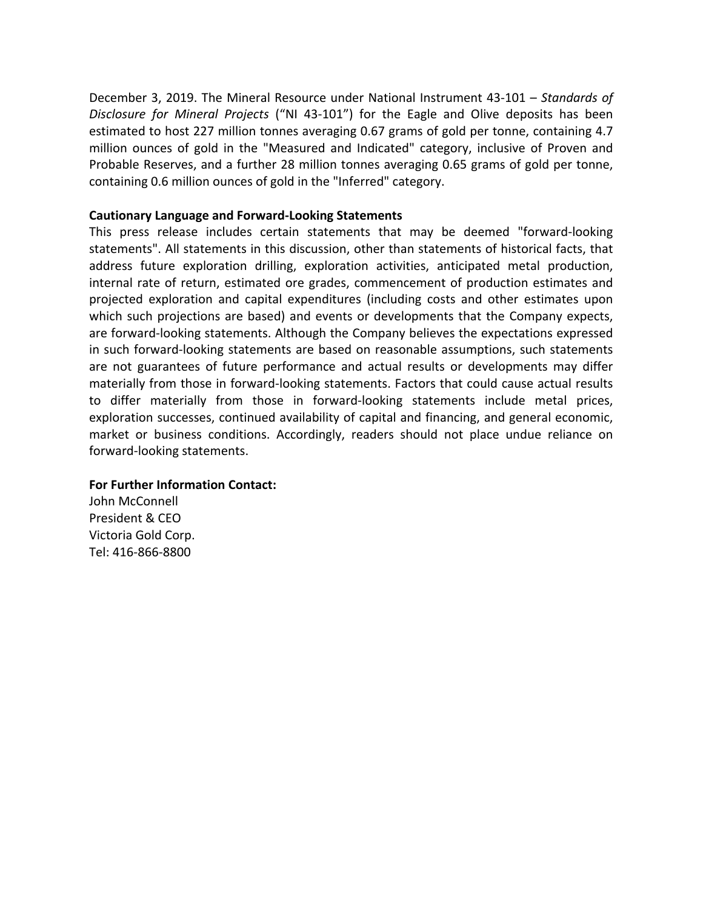December 3, 2019. The Mineral Resource under National Instrument 43-101 – *Standards of Disclosure for Mineral Projects* (“NI 43-101”) for the Eagle and Olive deposits has been estimated to host 227 million tonnes averaging 0.67 grams of gold per tonne, containing 4.7 million ounces of gold in the "Measured and Indicated" category, inclusive of Proven and Probable Reserves, and a further 28 million tonnes averaging 0.65 grams of gold per tonne, containing 0.6 million ounces of gold in the "Inferred" category.

**Cautionary Language and Forward-Looking Statements**

This press release includes certain statements that may be deemed "forward-looking statements". All statements in this discussion, other than statements of historical facts, that address future exploration drilling, exploration activities, anticipated metal production, internal rate of return, estimated ore grades, commencement of production estimates and projected exploration and capital expenditures (including costs and other estimates upon which such projections are based) and events or developments that the Company expects, are forward-looking statements. Although the Company believes the expectations expressed in such forward-looking statements are based on reasonable assumptions, such statements are not guarantees of future performance and actual results or developments may differ materially from those in forward-looking statements. Factors that could cause actual results to differ materially from those in forward-looking statements include metal prices, exploration successes, continued availability of capital and financing, and general economic, market or business conditions. Accordingly, readers should not place undue reliance on forward-looking statements.

**For Further Information Contact:**

John McConnell
President & CEO
Victoria Gold Corp.
Tel: 416-866-8800